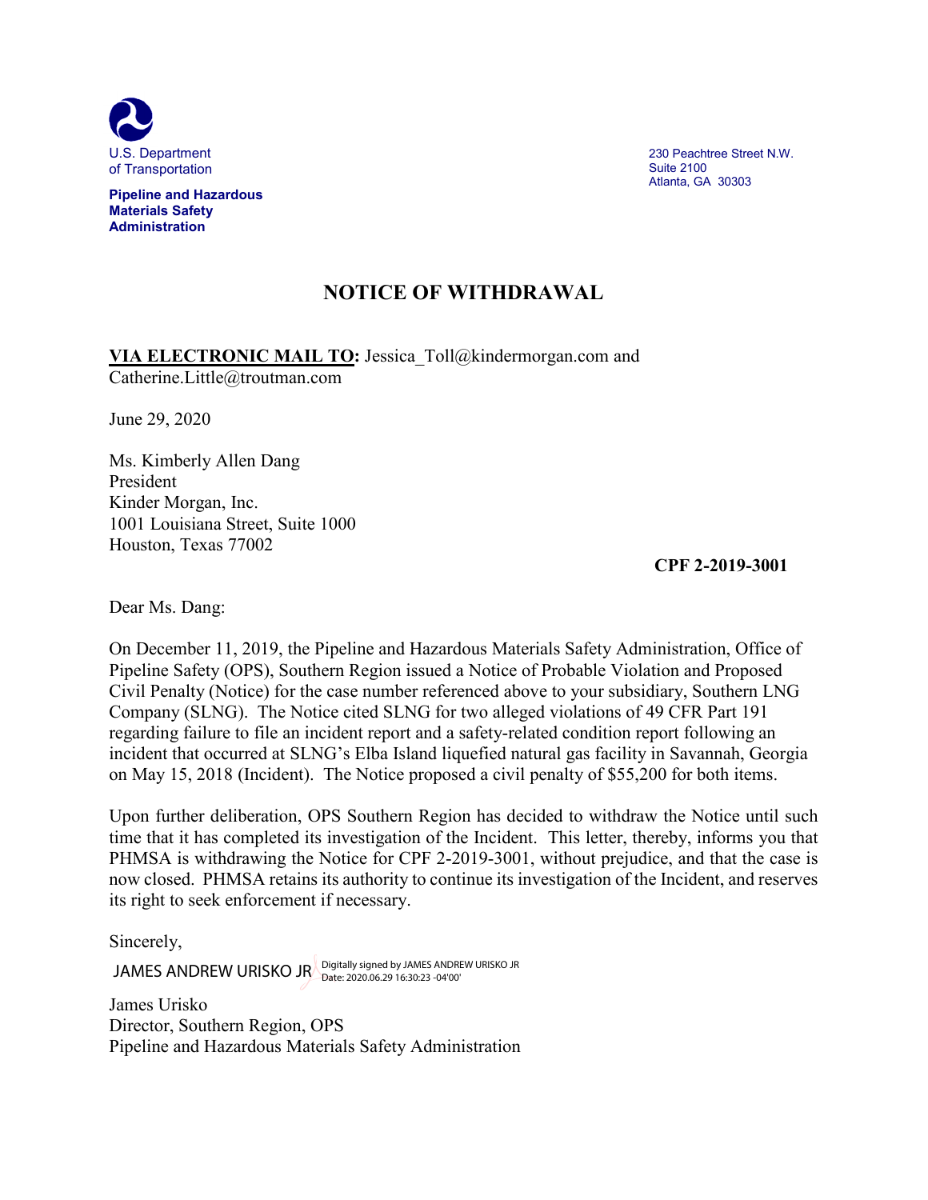U.S. Department of Transportation

**Pipeline and Hazardous Materials Safety Administration**

230 Peachtree Street N.W.
Suite 2100
Atlanta, GA 30303

# NOTICE OF WITHDRAWAL

**VIA ELECTRONIC MAIL TO:** Jessica_Toll@kindermorgan.com and Catherine.Little@troutman.com

June 29, 2020

Ms. Kimberly Allen Dang
President
Kinder Morgan, Inc.
1001 Louisiana Street, Suite 1000
Houston, Texas 77002

**CPF 2-2019-3001**

Dear Ms. Dang:

On December 11, 2019, the Pipeline and Hazardous Materials Safety Administration, Office of Pipeline Safety (OPS), Southern Region issued a Notice of Probable Violation and Proposed Civil Penalty (Notice) for the case number referenced above to your subsidiary, Southern LNG Company (SLNG). The Notice cited SLNG for two alleged violations of 49 CFR Part 191 regarding failure to file an incident report and a safety-related condition report following an incident that occurred at SLNG's Elba Island liquefied natural gas facility in Savannah, Georgia on May 15, 2018 (Incident). The Notice proposed a civil penalty of $55,200 for both items.

Upon further deliberation, OPS Southern Region has decided to withdraw the Notice until such time that it has completed its investigation of the Incident. This letter, thereby, informs you that PHMSA is withdrawing the Notice for CPF 2-2019-3001, without prejudice, and that the case is now closed. PHMSA retains its authority to continue its investigation of the Incident, and reserves its right to seek enforcement if necessary.

Sincerely,

JAMES ANDREW URISKO JR Digitally signed by JAMES ANDREW URISKO JR Date: 2020.06.29 16:30:23 -04'00'

James Urisko
Director, Southern Region, OPS
Pipeline and Hazardous Materials Safety Administration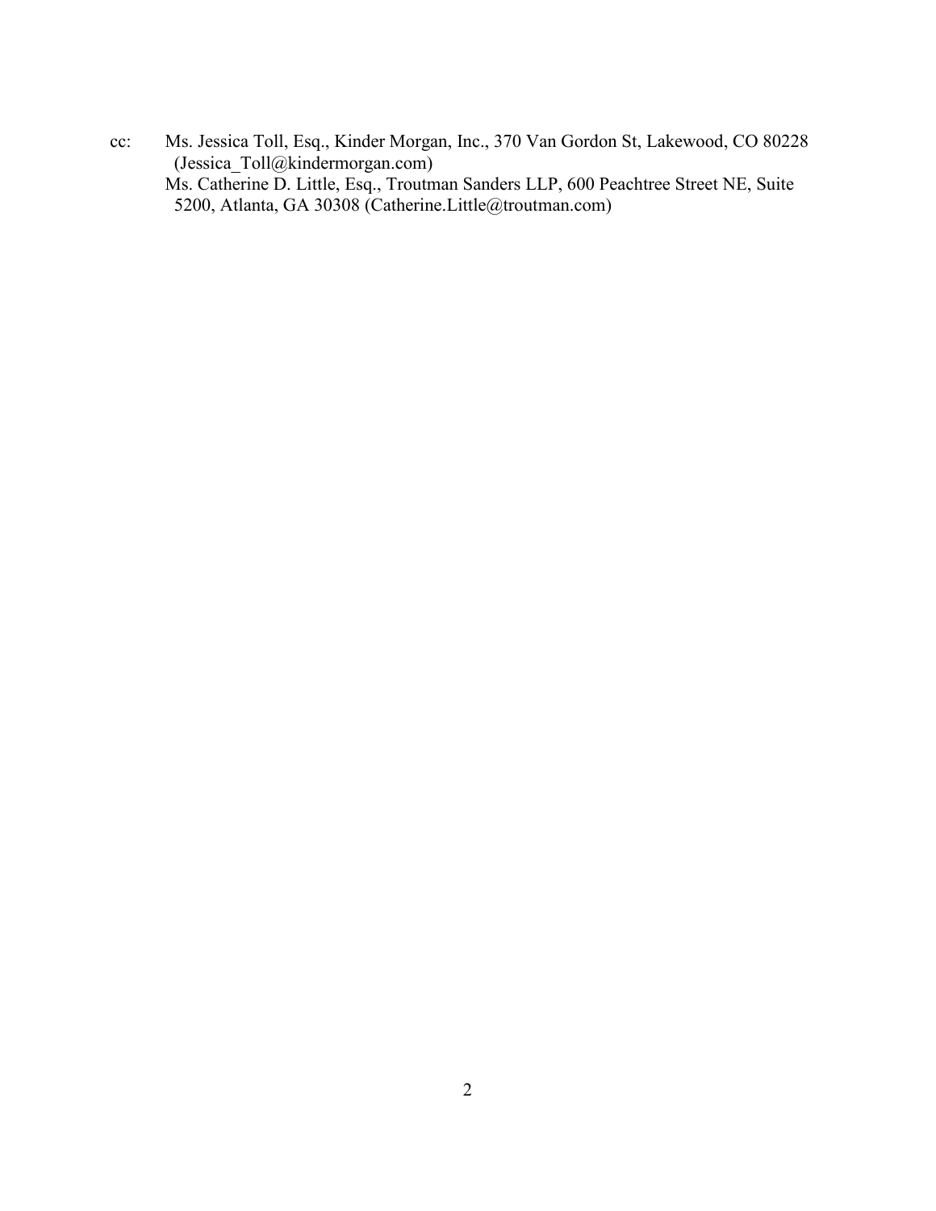cc: Ms. Jessica Toll, Esq., Kinder Morgan, Inc., 370 Van Gordon St, Lakewood, CO 80228 (Jessica_Toll@kindermorgan.com)
Ms. Catherine D. Little, Esq., Troutman Sanders LLP, 600 Peachtree Street NE, Suite 5200, Atlanta, GA 30308 (Catherine.Little@troutman.com)